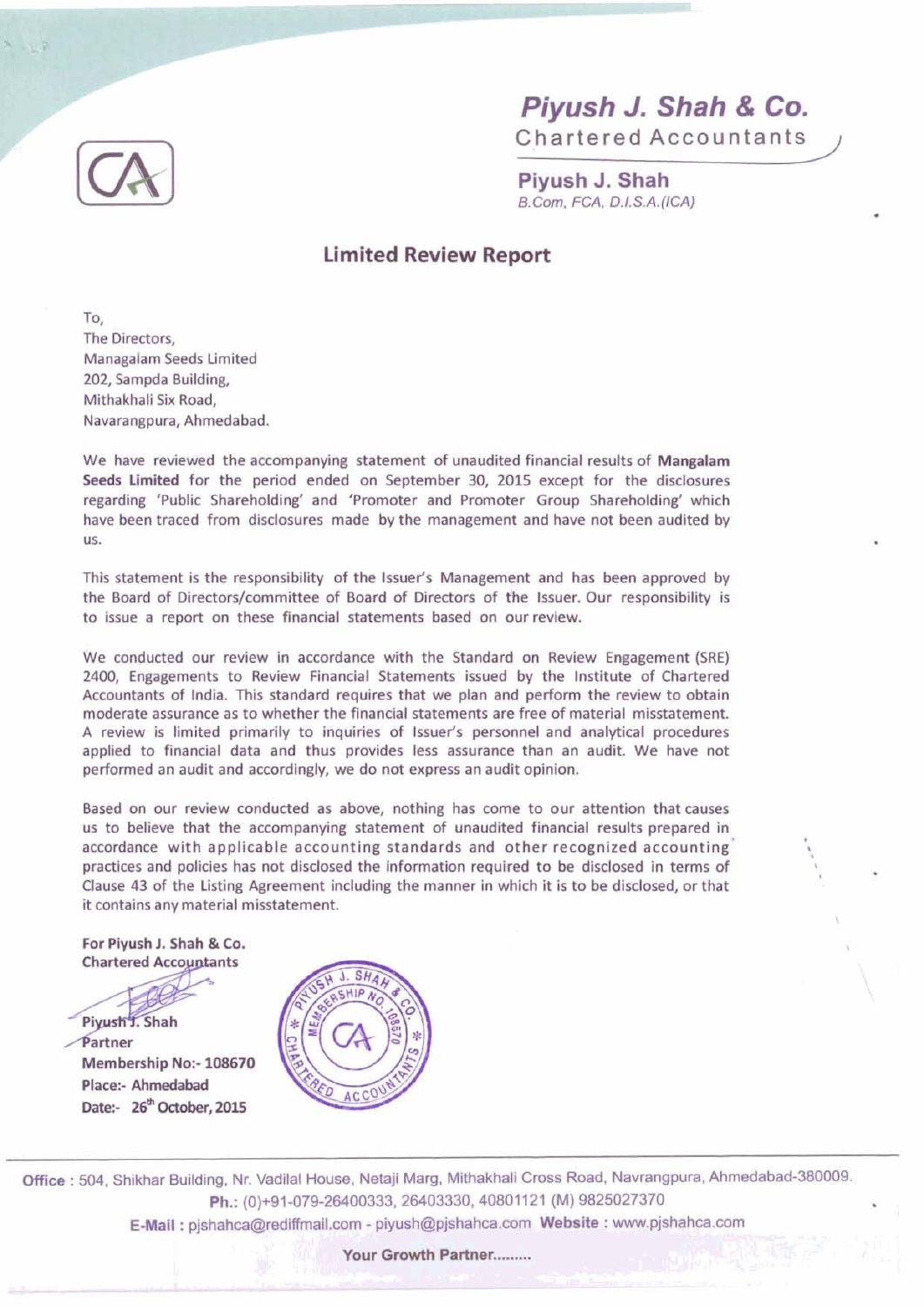# Piyush J. Shah & Co.

Chartered Accountants

**Piyush J. Shah**
*B.Com, FCA, D.I.S.A.(ICA)*

## Limited Review Report

To,
The Directors,
Managalam Seeds Limited
202, Sampda Building,
Mithakhali Six Road,
Navarangpura, Ahmedabad.

We have reviewed the accompanying statement of unaudited financial results of **Mangalam Seeds Limited** for the period ended on September 30, 2015 except for the disclosures regarding 'Public Shareholding' and 'Promoter and Promoter Group Shareholding' which have been traced from disclosures made by the management and have not been audited by us.

This statement is the responsibility of the Issuer's Management and has been approved by the Board of Directors/committee of Board of Directors of the Issuer. Our responsibility is to issue a report on these financial statements based on our review.

We conducted our review in accordance with the Standard on Review Engagement (SRE) 2400, Engagements to Review Financial Statements issued by the Institute of Chartered Accountants of India. This standard requires that we plan and perform the review to obtain moderate assurance as to whether the financial statements are free of material misstatement. A review is limited primarily to inquiries of Issuer's personnel and analytical procedures applied to financial data and thus provides less assurance than an audit. We have not performed an audit and accordingly, we do not express an audit opinion.

Based on our review conducted as above, nothing has come to our attention that causes us to believe that the accompanying statement of unaudited financial results prepared in accordance with applicable accounting standards and other recognized accounting practices and policies has not disclosed the information required to be disclosed in terms of Clause 43 of the Listing Agreement including the manner in which it is to be disclosed, or that it contains any material misstatement.

**For Piyush J. Shah & Co.**
**Chartered Accountants**

**Piyush J. Shah**
**Partner**
**Membership No:- 108670**
**Place:- Ahmedabad**
**Date:- 26th October, 2015**

Office : 504, Shikhar Building, Nr. Vadilal House, Netaji Marg, Mithakhali Cross Road, Navrangpura, Ahmedabad-380009.
**Ph.:** (0)+91-079-26400333, 26403330, 40801121 (M) 9825027370
**E-Mail :** pjshahca@rediffmail.com - piyush@pjshahca.com **Website :** www.pjshahca.com

**Your Growth Partner.........**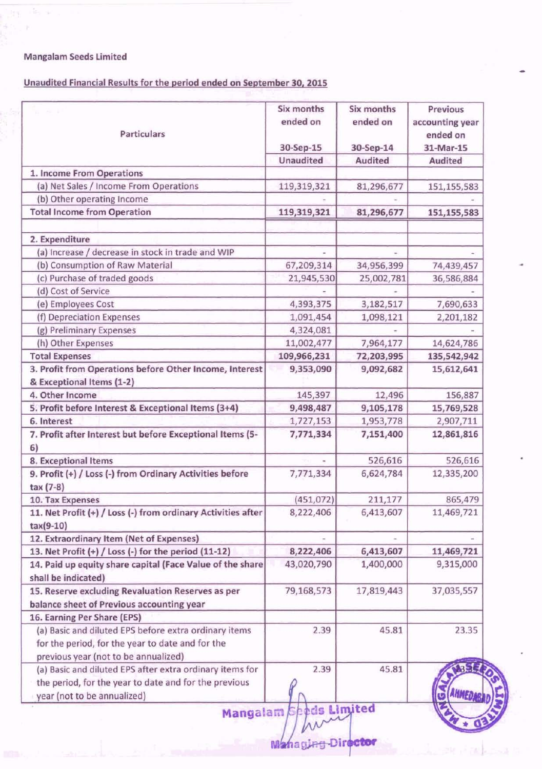Mangalam Seeds Limited

Unaudited Financial Results for the period ended on September 30, 2015

| Particulars | Six months ended on 30-Sep-15 | Six months ended on 30-Sep-14 | Previous accounting year ended on 31-Mar-15 |
|---|---|---|---|
| | Unaudited | Audited | Audited |
| **1. Income From Operations** | | | |
| (a) Net Sales / Income From Operations | 119,319,321 | 81,296,677 | 151,155,583 |
| (b) Other operating Income | - | - | - |
| **Total Income from Operation** | **119,319,321** | **81,296,677** | **151,155,583** |
| | | | |
| **2. Expenditure** | | | |
| (a) Increase / decrease in stock in trade and WIP | - | - | - |
| (b) Consumption of Raw Material | 67,209,314 | 34,956,399 | 74,439,457 |
| (c) Purchase of traded goods | 21,945,530 | 25,002,781 | 36,586,884 |
| (d) Cost of Service | - | - | - |
| (e) Employees Cost | 4,393,375 | 3,182,517 | 7,690,633 |
| (f) Depreciation Expenses | 1,091,454 | 1,098,121 | 2,201,182 |
| (g) Preliminary Expenses | 4,324,081 | - | - |
| (h) Other Expenses | 11,002,477 | 7,964,177 | 14,624,786 |
| **Total Expenses** | **109,966,231** | **72,203,995** | **135,542,942** |
| **3. Profit from Operations before Other Income, Interest & Exceptional Items (1-2)** | **9,353,090** | **9,092,682** | **15,612,641** |
| **4. Other Income** | 145,397 | 12,496 | 156,887 |
| **5. Profit before Interest & Exceptional Items (3+4)** | **9,498,487** | **9,105,178** | **15,769,528** |
| **6. Interest** | 1,727,153 | 1,953,778 | 2,907,711 |
| **7. Profit after Interest but before Exceptional Items (5-6)** | **7,771,334** | **7,151,400** | **12,861,816** |
| **8. Exceptional Items** | - | 526,616 | 526,616 |
| **9. Profit (+) / Loss (-) from Ordinary Activities before tax (7-8)** | 7,771,334 | 6,624,784 | 12,335,200 |
| **10. Tax Expenses** | (451,072) | 211,177 | 865,479 |
| **11. Net Profit (+) / Loss (-) from ordinary Activities after tax(9-10)** | 8,222,406 | 6,413,607 | 11,469,721 |
| **12. Extraordinary Item (Net of Expenses)** | - | - | - |
| **13. Net Profit (+) / Loss (-) for the period (11-12)** | **8,222,406** | **6,413,607** | **11,469,721** |
| **14. Paid up equity share capital (Face Value of the share shall be indicated)** | 43,020,790 | 1,400,000 | 9,315,000 |
| **15. Reserve excluding Revaluation Reserves as per balance sheet of Previous accounting year** | 79,168,573 | 17,819,443 | 37,035,557 |
| **16. Earning Per Share (EPS)** | | | |
| (a) Basic and diluted EPS before extra ordinary items for the period, for the year to date and for the previous year (not to be annualized) | 2.39 | 45.81 | 23.35 |
| (a) Basic and diluted EPS after extra ordinary items for the period, for the year to date and for the previous year (not to be annualized) | 2.39 | 45.81 | 23.35 |

Mangalam Seeds Limited

Managing Director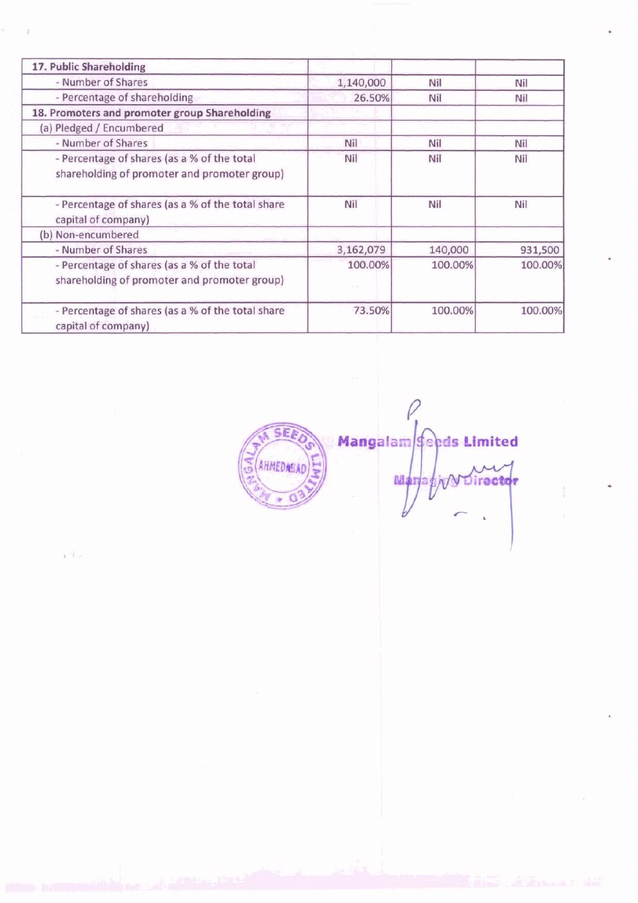| 17. Public Shareholding | | | |
|---|---|---|---|
| - Number of Shares | 1,140,000 | Nil | Nil |
| - Percentage of shareholding | 26.50% | Nil | Nil |
| **18. Promoters and promoter group Shareholding** | | | |
| (a) Pledged / Encumbered | | | |
| - Number of Shares | Nil | Nil | Nil |
| - Percentage of shares (as a % of the total shareholding of promoter and promoter group) | Nil | Nil | Nil |
| - Percentage of shares (as a % of the total share capital of company) | Nil | Nil | Nil |
| (b) Non-encumbered | | | |
| - Number of Shares | 3,162,079 | 140,000 | 931,500 |
| - Percentage of shares (as a % of the total shareholding of promoter and promoter group) | 100.00% | 100.00% | 100.00% |
| - Percentage of shares (as a % of the total share capital of company) | 73.50% | 100.00% | 100.00% |

Mangalam Seeds Limited

Managing Director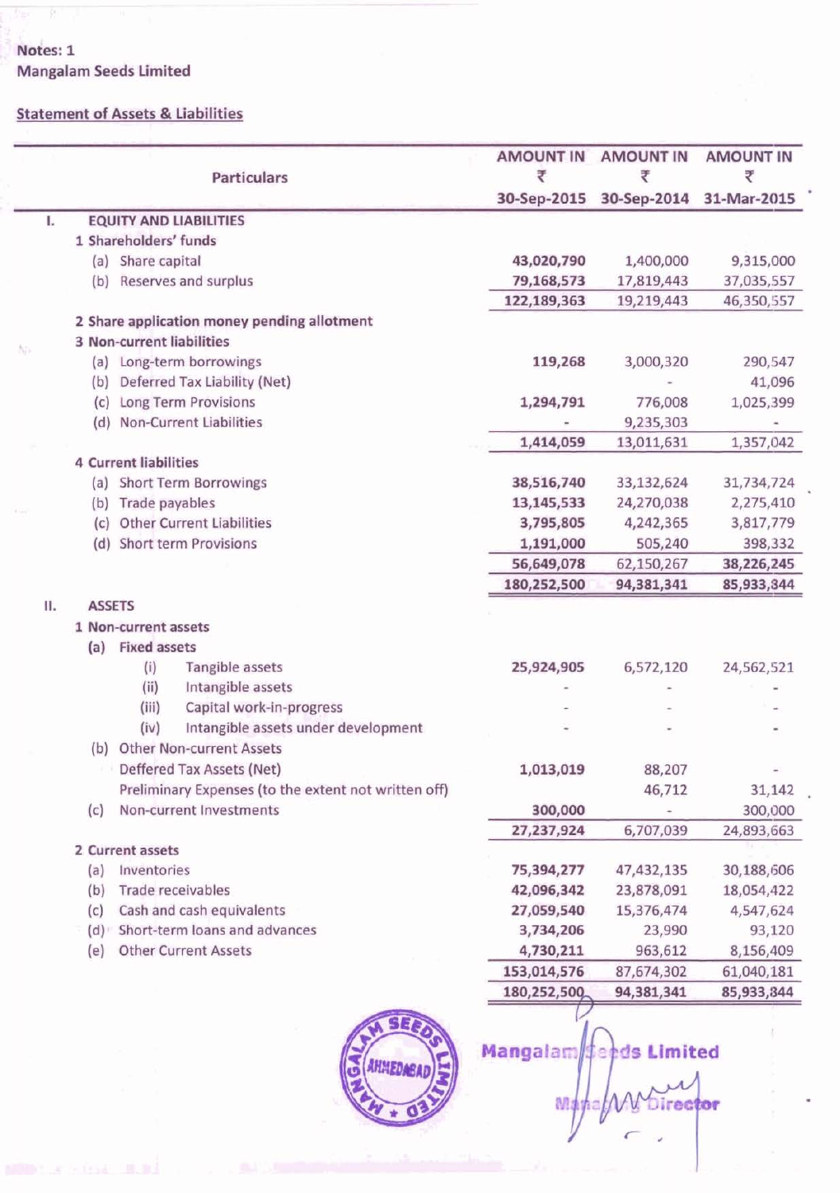Notes: 1

Mangalam Seeds Limited

Statement of Assets & Liabilities

| | Particulars | AMOUNT IN ₹ 30-Sep-2015 | AMOUNT IN ₹ 30-Sep-2014 | AMOUNT IN ₹ 31-Mar-2015 |
|---|---|---|---|---|
| I. | **EQUITY AND LIABILITIES** | | | |
| | **1 Shareholders' funds** | | | |
| | (a) Share capital | 43,020,790 | 1,400,000 | 9,315,000 |
| | (b) Reserves and surplus | 79,168,573 | 17,819,443 | 37,035,557 |
| | | 122,189,363 | 19,219,443 | 46,350,557 |
| | **2 Share application money pending allotment** | | | |
| | **3 Non-current liabilities** | | | |
| | (a) Long-term borrowings | 119,268 | 3,000,320 | 290,547 |
| | (b) Deferred Tax Liability (Net) | | - | 41,096 |
| | (c) Long Term Provisions | 1,294,791 | 776,008 | 1,025,399 |
| | (d) Non-Current Liabilities | - | 9,235,303 | - |
| | | 1,414,059 | 13,011,631 | 1,357,042 |
| | **4 Current liabilities** | | | |
| | (a) Short Term Borrowings | 38,516,740 | 33,132,624 | 31,734,724 |
| | (b) Trade payables | 13,145,533 | 24,270,038 | 2,275,410 |
| | (c) Other Current Liabilities | 3,795,805 | 4,242,365 | 3,817,779 |
| | (d) Short term Provisions | 1,191,000 | 505,240 | 398,332 |
| | | 56,649,078 | 62,150,267 | 38,226,245 |
| | | 180,252,500 | 94,381,341 | 85,933,844 |
| II. | **ASSETS** | | | |
| | **1 Non-current assets** | | | |
| | (a) Fixed assets | | | |
| | (i) Tangible assets | 25,924,905 | 6,572,120 | 24,562,521 |
| | (ii) Intangible assets | - | - | - |
| | (iii) Capital work-in-progress | - | - | - |
| | (iv) Intangible assets under development | - | - | - |
| | (b) Other Non-current Assets | | | |
| | Deffered Tax Assets (Net) | 1,013,019 | 88,207 | - |
| | Preliminary Expenses (to the extent not written off) | | 46,712 | 31,142 |
| | (c) Non-current Investments | 300,000 | - | 300,000 |
| | | 27,237,924 | 6,707,039 | 24,893,663 |
| | **2 Current assets** | | | |
| | (a) Inventories | 75,394,277 | 47,432,135 | 30,188,606 |
| | (b) Trade receivables | 42,096,342 | 23,878,091 | 18,054,422 |
| | (c) Cash and cash equivalents | 27,059,540 | 15,376,474 | 4,547,624 |
| | (d) Short-term loans and advances | 3,734,206 | 23,990 | 93,120 |
| | (e) Other Current Assets | 4,730,211 | 963,612 | 8,156,409 |
| | | 153,014,576 | 87,674,302 | 61,040,181 |
| | | 180,252,500 | 94,381,341 | 85,933,844 |

Mangalam Seeds Limited

Managing Director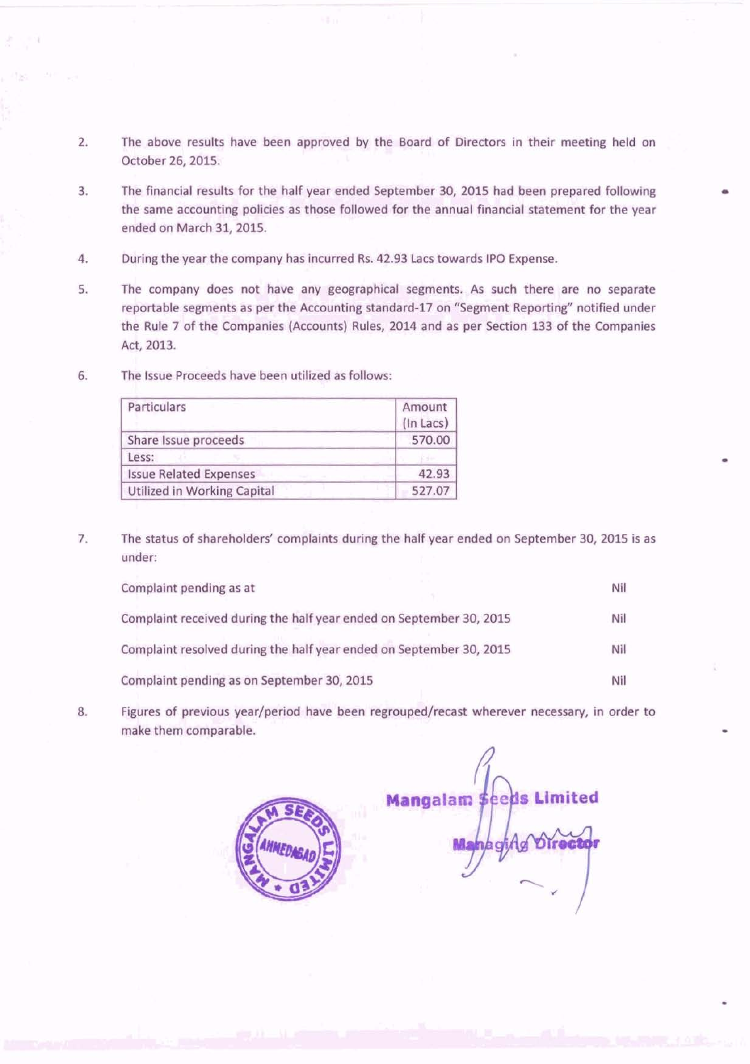2. The above results have been approved by the Board of Directors in their meeting held on October 26, 2015.

3. The financial results for the half year ended September 30, 2015 had been prepared following the same accounting policies as those followed for the annual financial statement for the year ended on March 31, 2015.

4. During the year the company has incurred Rs. 42.93 Lacs towards IPO Expense.

5. The company does not have any geographical segments. As such there are no separate reportable segments as per the Accounting standard-17 on "Segment Reporting" notified under the Rule 7 of the Companies (Accounts) Rules, 2014 and as per Section 133 of the Companies Act, 2013.

6. The Issue Proceeds have been utilized as follows:

| Particulars | Amount (In Lacs) |
|---|---|
| Share Issue proceeds | 570.00 |
| Less: | |
| Issue Related Expenses | 42.93 |
| Utilized in Working Capital | 527.07 |

7. The status of shareholders' complaints during the half year ended on September 30, 2015 is as under:

| | |
|---|---|
| Complaint pending as at | Nil |
| Complaint received during the half year ended on September 30, 2015 | Nil |
| Complaint resolved during the half year ended on September 30, 2015 | Nil |
| Complaint pending as on September 30, 2015 | Nil |

8. Figures of previous year/period have been regrouped/recast wherever necessary, in order to make them comparable.

MANGALAM SEEDS LIMITED AHMEDABAD

Mangalam Seeds Limited

Managing Director